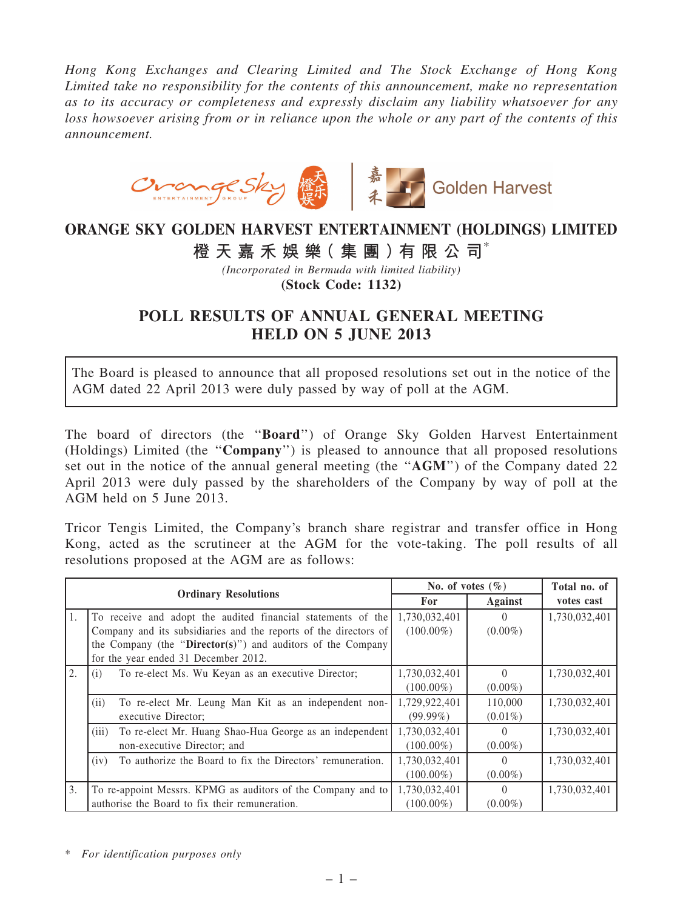*Hong Kong Exchanges and Clearing Limited and The Stock Exchange of Hong Kong Limited take no responsibility for the contents of this announcement, make no representation as to its accuracy or completeness and expressly disclaim any liability whatsoever for any loss howsoever arising from or in reliance upon the whole or any part of the contents of this announcement.*

# ORANGE SKY GOLDEN HARVEST ENTERTAINMENT (HOLDINGS) LIMITED

## 橙天嘉禾娛樂(集團)有限公司*

*(Incorporated in Bermuda with limited liability)*

**(Stock Code: 1132)**

## POLL RESULTS OF ANNUAL GENERAL MEETING HELD ON 5 JUNE 2013

The Board is pleased to announce that all proposed resolutions set out in the notice of the AGM dated 22 April 2013 were duly passed by way of poll at the AGM.

The board of directors (the "**Board**") of Orange Sky Golden Harvest Entertainment (Holdings) Limited (the "**Company**") is pleased to announce that all proposed resolutions set out in the notice of the annual general meeting (the "**AGM**") of the Company dated 22 April 2013 were duly passed by the shareholders of the Company by way of poll at the AGM held on 5 June 2013.

Tricor Tengis Limited, the Company's branch share registrar and transfer office in Hong Kong, acted as the scrutineer at the AGM for the vote-taking. The poll results of all resolutions proposed at the AGM are as follows:

| Ordinary Resolutions | | No. of votes (%) | | Total no. of votes cast |
|---|---|---|---|---|
| | | For | Against | |
| 1. | To receive and adopt the audited financial statements of the Company and its subsidiaries and the reports of the directors of the Company (the "**Director(s)**") and auditors of the Company for the year ended 31 December 2012. | 1,730,032,401 (100.00%) | 0 (0.00%) | 1,730,032,401 |
| 2. | (i) To re-elect Ms. Wu Keyan as an executive Director; | 1,730,032,401 (100.00%) | 0 (0.00%) | 1,730,032,401 |
| | (ii) To re-elect Mr. Leung Man Kit as an independent non-executive Director; | 1,729,922,401 (99.99%) | 110,000 (0.01%) | 1,730,032,401 |
| | (iii) To re-elect Mr. Huang Shao-Hua George as an independent non-executive Director; and | 1,730,032,401 (100.00%) | 0 (0.00%) | 1,730,032,401 |
| | (iv) To authorize the Board to fix the Directors' remuneration. | 1,730,032,401 (100.00%) | 0 (0.00%) | 1,730,032,401 |
| 3. | To re-appoint Messrs. KPMG as auditors of the Company and to authorise the Board to fix their remuneration. | 1,730,032,401 (100.00%) | 0 (0.00%) | 1,730,032,401 |

\* *For identification purposes only*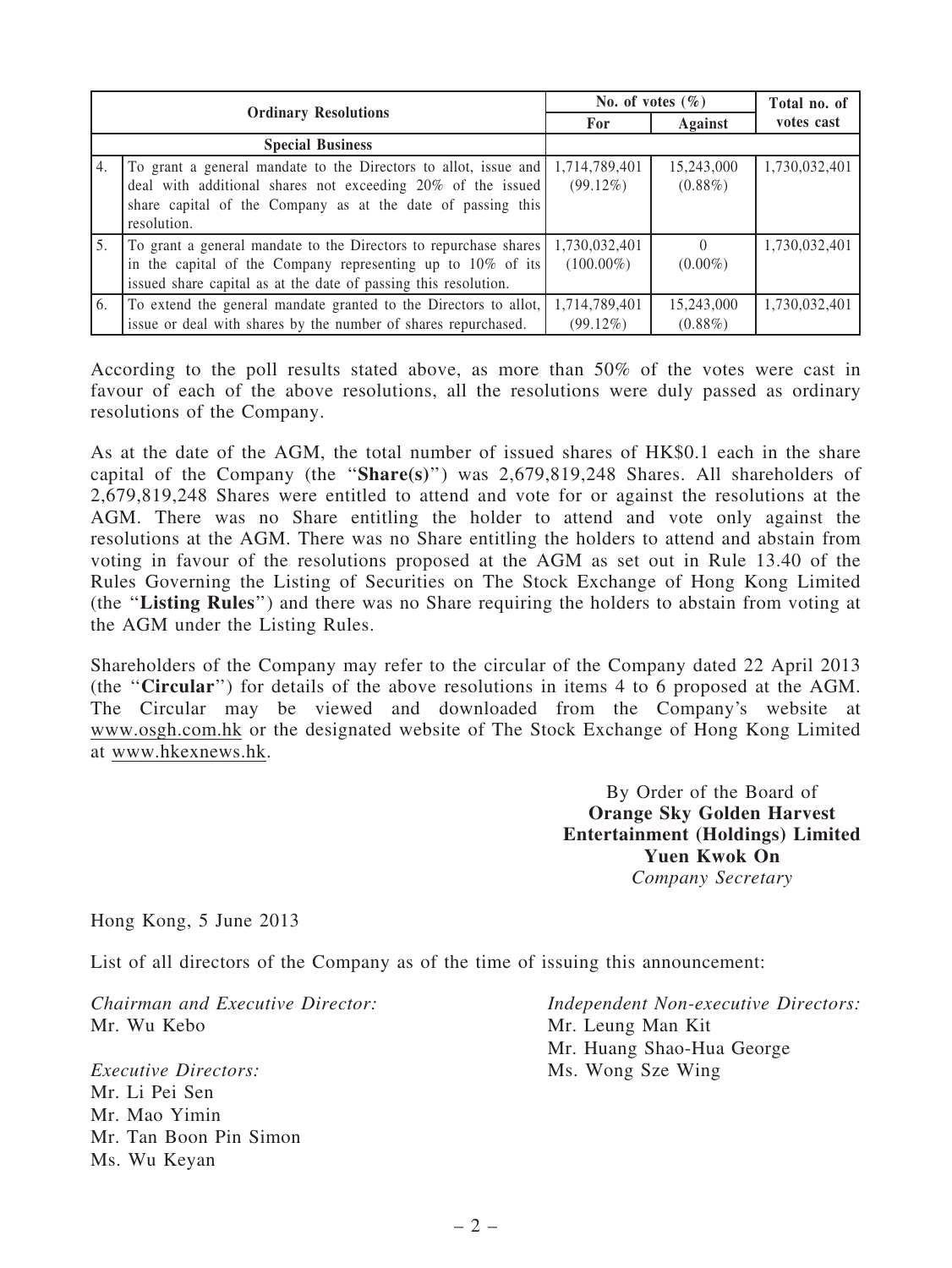| Ordinary Resolutions | | No. of votes (%) | | Total no. of votes cast |
|---|---|---|---|---|
| | | For | Against | |
| Special Business | | | | |
| 4. | To grant a general mandate to the Directors to allot, issue and deal with additional shares not exceeding 20% of the issued share capital of the Company as at the date of passing this resolution. | 1,714,789,401 (99.12%) | 15,243,000 (0.88%) | 1,730,032,401 |
| 5. | To grant a general mandate to the Directors to repurchase shares in the capital of the Company representing up to 10% of its issued share capital as at the date of passing this resolution. | 1,730,032,401 (100.00%) | 0 (0.00%) | 1,730,032,401 |
| 6. | To extend the general mandate granted to the Directors to allot, issue or deal with shares by the number of shares repurchased. | 1,714,789,401 (99.12%) | 15,243,000 (0.88%) | 1,730,032,401 |

According to the poll results stated above, as more than 50% of the votes were cast in favour of each of the above resolutions, all the resolutions were duly passed as ordinary resolutions of the Company.

As at the date of the AGM, the total number of issued shares of HK$0.1 each in the share capital of the Company (the "**Share(s)**") was 2,679,819,248 Shares. All shareholders of 2,679,819,248 Shares were entitled to attend and vote for or against the resolutions at the AGM. There was no Share entitling the holder to attend and vote only against the resolutions at the AGM. There was no Share entitling the holders to attend and abstain from voting in favour of the resolutions proposed at the AGM as set out in Rule 13.40 of the Rules Governing the Listing of Securities on The Stock Exchange of Hong Kong Limited (the "**Listing Rules**") and there was no Share requiring the holders to abstain from voting at the AGM under the Listing Rules.

Shareholders of the Company may refer to the circular of the Company dated 22 April 2013 (the "**Circular**") for details of the above resolutions in items 4 to 6 proposed at the AGM. The Circular may be viewed and downloaded from the Company's website at www.osgh.com.hk or the designated website of The Stock Exchange of Hong Kong Limited at www.hkexnews.hk.

By Order of the Board of
**Orange Sky Golden Harvest Entertainment (Holdings) Limited**
**Yuen Kwok On**
*Company Secretary*

Hong Kong, 5 June 2013

List of all directors of the Company as of the time of issuing this announcement:

*Chairman and Executive Director:*
Mr. Wu Kebo

*Executive Directors:*
Mr. Li Pei Sen
Mr. Mao Yimin
Mr. Tan Boon Pin Simon
Ms. Wu Keyan

*Independent Non-executive Directors:*
Mr. Leung Man Kit
Mr. Huang Shao-Hua George
Ms. Wong Sze Wing